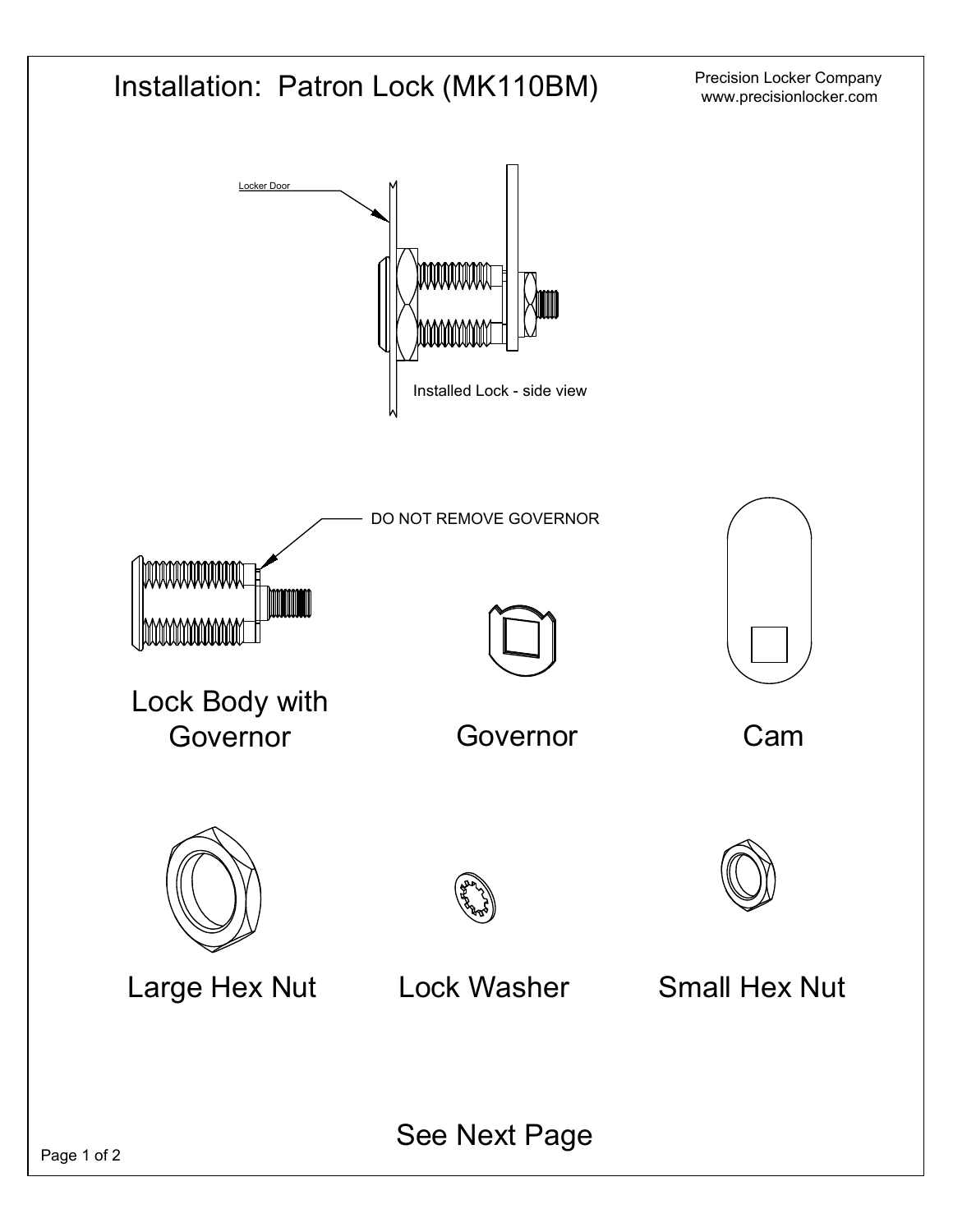# Installation: Patron Lock (MK110BM)

Precision Locker Company
www.precisionlocker.com

Locker Door

Installed Lock - side view

DO NOT REMOVE GOVERNOR

Lock Body with Governor

Governor

Cam

Large Hex Nut

Lock Washer

Small Hex Nut

See Next Page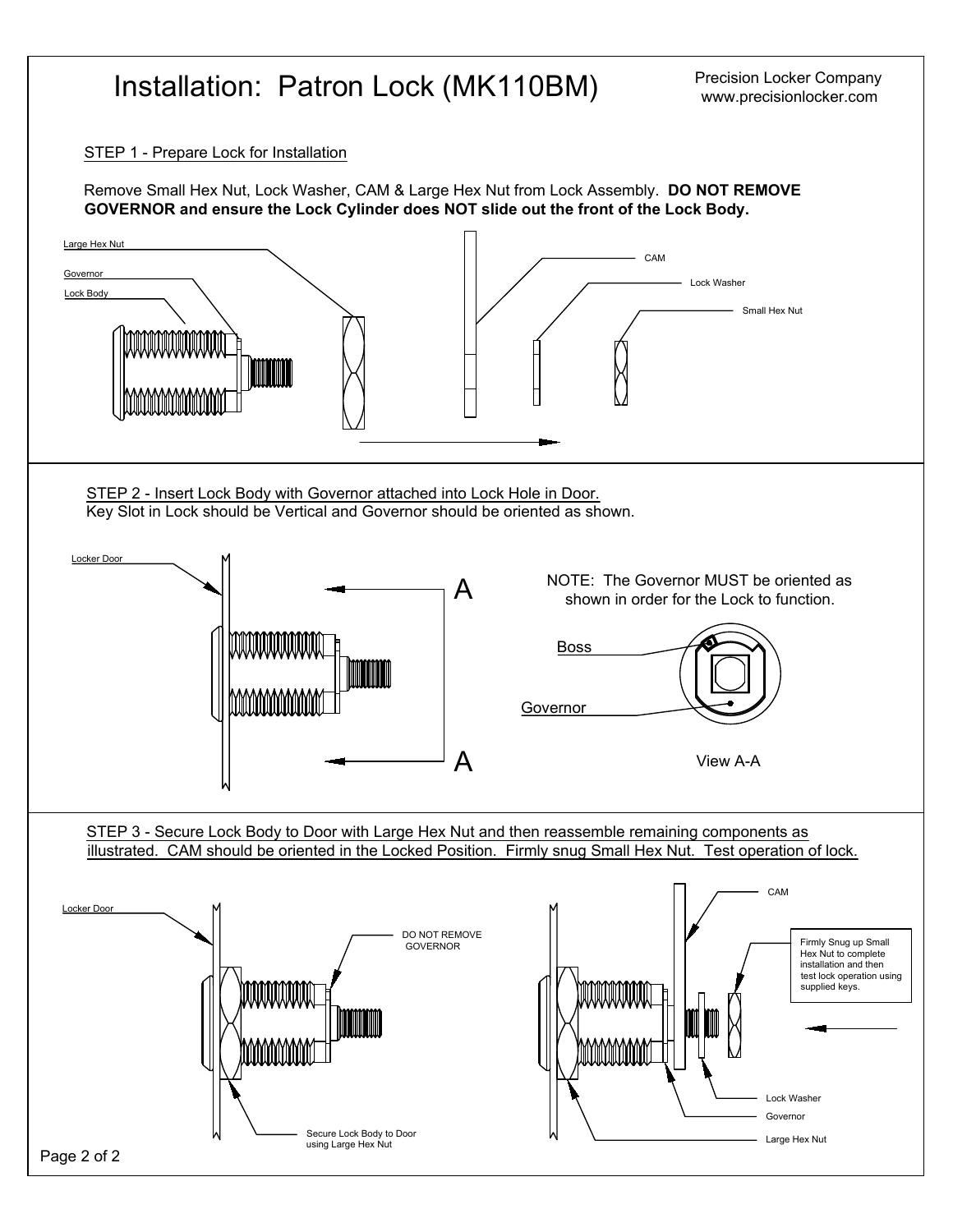# Installation: Patron Lock (MK110BM)

Precision Locker Company
www.precisionlocker.com

## STEP 1 - Prepare Lock for Installation

Remove Small Hex Nut, Lock Washer, CAM & Large Hex Nut from Lock Assembly. **DO NOT REMOVE GOVERNOR and ensure the Lock Cylinder does NOT slide out the front of the Lock Body.**

Large Hex Nut

Governor

Lock Body

CAM

Lock Washer

Small Hex Nut

## STEP 2 - Insert Lock Body with Governor attached into Lock Hole in Door.

Key Slot in Lock should be Vertical and Governor should be oriented as shown.

Locker Door

A

A

NOTE: The Governor MUST be oriented as shown in order for the Lock to function.

Boss

Governor

View A-A

## STEP 3 - Secure Lock Body to Door with Large Hex Nut and then reassemble remaining components as illustrated. CAM should be oriented in the Locked Position. Firmly snug Small Hex Nut. Test operation of lock.

Locker Door

DO NOT REMOVE GOVERNOR

Secure Lock Body to Door using Large Hex Nut

CAM

Firmly Snug up Small Hex Nut to complete installation and then test lock operation using supplied keys.

Lock Washer

Governor

Large Hex Nut